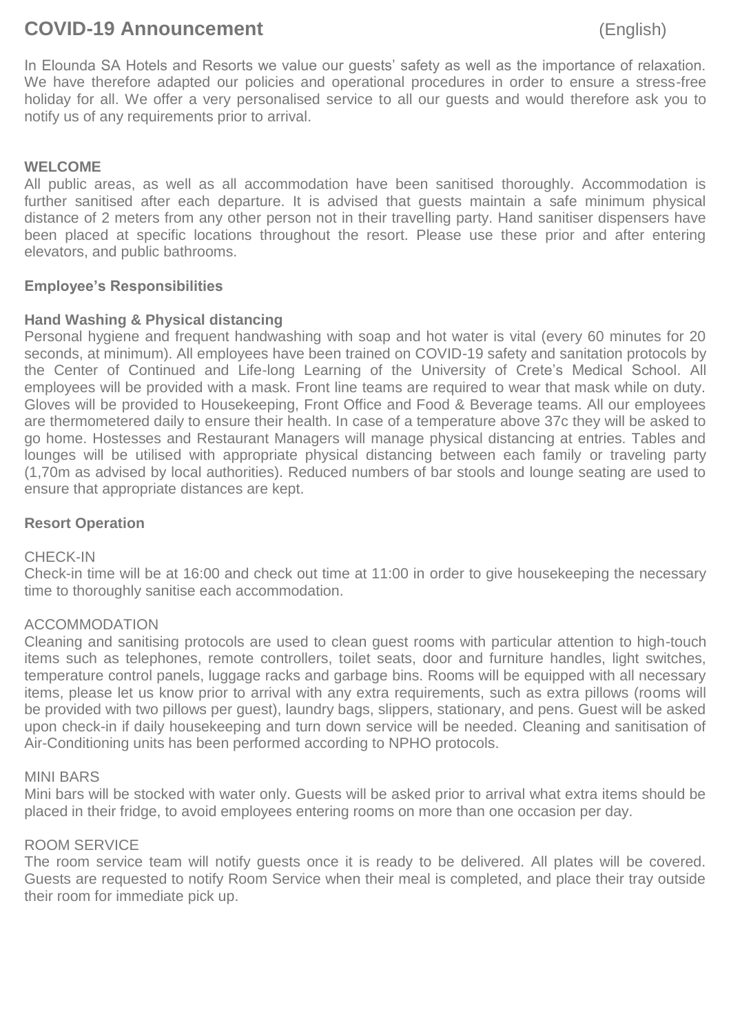# COVID-19 Announcement (English)

In Elounda SA Hotels and Resorts we value our guests' safety as well as the importance of relaxation. We have therefore adapted our policies and operational procedures in order to ensure a stress-free holiday for all. We offer a very personalised service to all our guests and would therefore ask you to notify us of any requirements prior to arrival.

**WELCOME**

All public areas, as well as all accommodation have been sanitised thoroughly. Accommodation is further sanitised after each departure. It is advised that guests maintain a safe minimum physical distance of 2 meters from any other person not in their travelling party. Hand sanitiser dispensers have been placed at specific locations throughout the resort. Please use these prior and after entering elevators, and public bathrooms.

**Employee's Responsibilities**

**Hand Washing & Physical distancing**

Personal hygiene and frequent handwashing with soap and hot water is vital (every 60 minutes for 20 seconds, at minimum). All employees have been trained on COVID-19 safety and sanitation protocols by the Center of Continued and Life-long Learning of the University of Crete's Medical School. All employees will be provided with a mask. Front line teams are required to wear that mask while on duty. Gloves will be provided to Housekeeping, Front Office and Food & Beverage teams. All our employees are thermometered daily to ensure their health. In case of a temperature above 37c they will be asked to go home. Hostesses and Restaurant Managers will manage physical distancing at entries. Tables and lounges will be utilised with appropriate physical distancing between each family or traveling party (1,70m as advised by local authorities). Reduced numbers of bar stools and lounge seating are used to ensure that appropriate distances are kept.

**Resort Operation**

CHECK-IN

Check-in time will be at 16:00 and check out time at 11:00 in order to give housekeeping the necessary time to thoroughly sanitise each accommodation.

ACCOMMODATION

Cleaning and sanitising protocols are used to clean guest rooms with particular attention to high-touch items such as telephones, remote controllers, toilet seats, door and furniture handles, light switches, temperature control panels, luggage racks and garbage bins. Rooms will be equipped with all necessary items, please let us know prior to arrival with any extra requirements, such as extra pillows (rooms will be provided with two pillows per guest), laundry bags, slippers, stationary, and pens. Guest will be asked upon check-in if daily housekeeping and turn down service will be needed. Cleaning and sanitisation of Air-Conditioning units has been performed according to NPHO protocols.

MINI BARS

Mini bars will be stocked with water only. Guests will be asked prior to arrival what extra items should be placed in their fridge, to avoid employees entering rooms on more than one occasion per day.

ROOM SERVICE

The room service team will notify guests once it is ready to be delivered. All plates will be covered. Guests are requested to notify Room Service when their meal is completed, and place their tray outside their room for immediate pick up.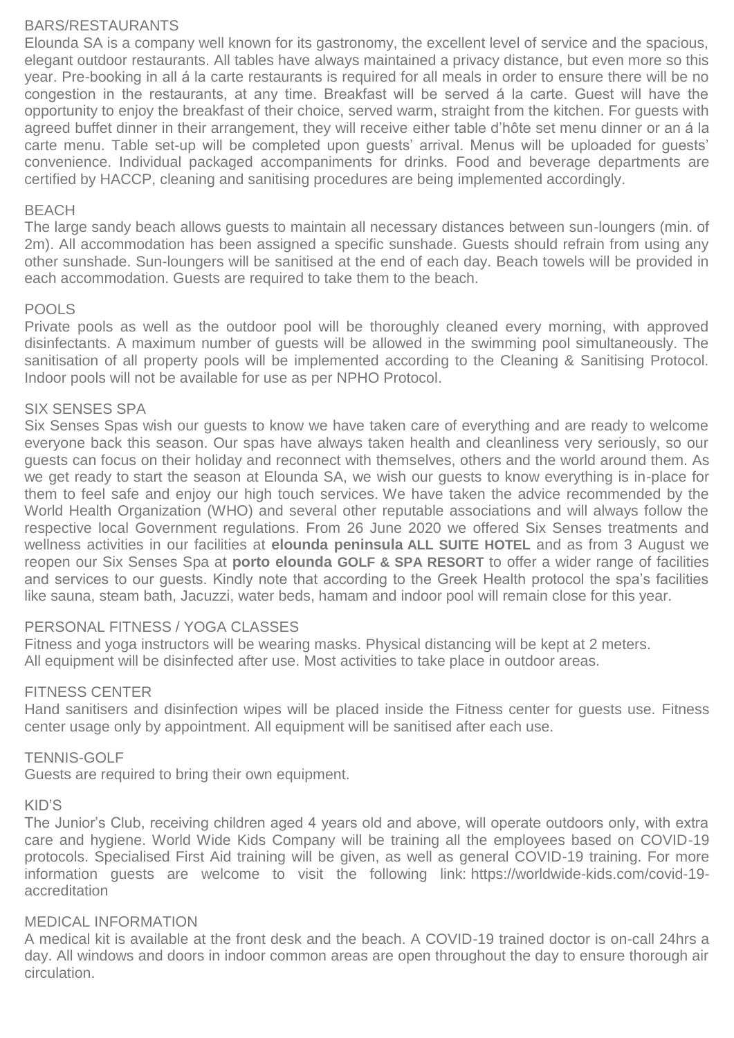## BARS/RESTAURANTS

Elounda SA is a company well known for its gastronomy, the excellent level of service and the spacious, elegant outdoor restaurants. All tables have always maintained a privacy distance, but even more so this year. Pre-booking in all á la carte restaurants is required for all meals in order to ensure there will be no congestion in the restaurants, at any time. Breakfast will be served á la carte. Guest will have the opportunity to enjoy the breakfast of their choice, served warm, straight from the kitchen. For guests with agreed buffet dinner in their arrangement, they will receive either table d'hôte set menu dinner or an á la carte menu. Table set-up will be completed upon guests' arrival. Menus will be uploaded for guests' convenience. Individual packaged accompaniments for drinks. Food and beverage departments are certified by HACCP, cleaning and sanitising procedures are being implemented accordingly.

## BEACH

The large sandy beach allows guests to maintain all necessary distances between sun-loungers (min. of 2m). All accommodation has been assigned a specific sunshade. Guests should refrain from using any other sunshade. Sun-loungers will be sanitised at the end of each day. Beach towels will be provided in each accommodation. Guests are required to take them to the beach.

## POOLS

Private pools as well as the outdoor pool will be thoroughly cleaned every morning, with approved disinfectants. A maximum number of guests will be allowed in the swimming pool simultaneously. The sanitisation of all property pools will be implemented according to the Cleaning & Sanitising Protocol. Indoor pools will not be available for use as per NPHO Protocol.

## SIX SENSES SPA

Six Senses Spas wish our guests to know we have taken care of everything and are ready to welcome everyone back this season. Our spas have always taken health and cleanliness very seriously, so our guests can focus on their holiday and reconnect with themselves, others and the world around them. As we get ready to start the season at Elounda SA, we wish our guests to know everything is in-place for them to feel safe and enjoy our high touch services. We have taken the advice recommended by the World Health Organization (WHO) and several other reputable associations and will always follow the respective local Government regulations. From 26 June 2020 we offered Six Senses treatments and wellness activities in our facilities at **elounda peninsula ALL SUITE HOTEL** and as from 3 August we reopen our Six Senses Spa at **porto elounda GOLF & SPA RESORT** to offer a wider range of facilities and services to our guests. Kindly note that according to the Greek Health protocol the spa's facilities like sauna, steam bath, Jacuzzi, water beds, hamam and indoor pool will remain close for this year.

## PERSONAL FITNESS / YOGA CLASSES

Fitness and yoga instructors will be wearing masks. Physical distancing will be kept at 2 meters.
All equipment will be disinfected after use. Most activities to take place in outdoor areas.

## FITNESS CENTER

Hand sanitisers and disinfection wipes will be placed inside the Fitness center for guests use. Fitness center usage only by appointment. All equipment will be sanitised after each use.

## TENNIS-GOLF

Guests are required to bring their own equipment.

## KID'S

The Junior's Club, receiving children aged 4 years old and above, will operate outdoors only, with extra care and hygiene. World Wide Kids Company will be training all the employees based on COVID-19 protocols. Specialised First Aid training will be given, as well as general COVID-19 training. For more information guests are welcome to visit the following link: https://worldwide-kids.com/covid-19-accreditation

## MEDICAL INFORMATION

A medical kit is available at the front desk and the beach. A COVID-19 trained doctor is on-call 24hrs a day. All windows and doors in indoor common areas are open throughout the day to ensure thorough air circulation.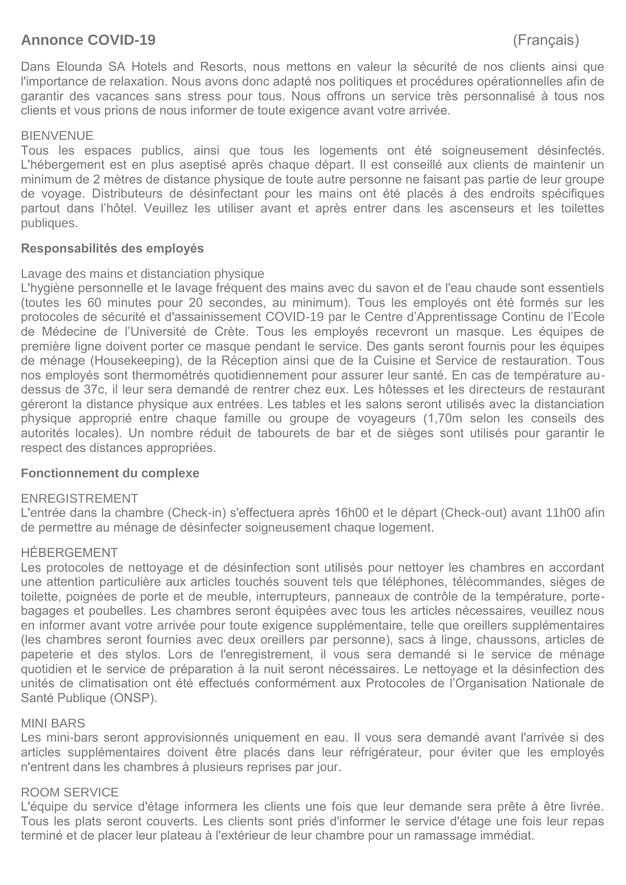## Annonce COVID-19 (Français)

Dans Elounda SA Hotels and Resorts, nous mettons en valeur la sécurité de nos clients ainsi que l'importance de relaxation. Nous avons donc adapté nos politiques et procédures opérationnelles afin de garantir des vacances sans stress pour tous. Nous offrons un service très personnalisé à tous nos clients et vous prions de nous informer de toute exigence avant votre arrivée.

BIENVENUE
Tous les espaces publics, ainsi que tous les logements ont été soigneusement désinfectés. L'hébergement est en plus aseptisé après chaque départ. Il est conseillé aux clients de maintenir un minimum de 2 mètres de distance physique de toute autre personne ne faisant pas partie de leur groupe de voyage. Distributeurs de désinfectant pour les mains ont été placés à des endroits spécifiques partout dans l'hôtel. Veuillez les utiliser avant et après entrer dans les ascenseurs et les toilettes publiques.

### Responsabilités des employés

Lavage des mains et distanciation physique
L'hygiène personnelle et le lavage fréquent des mains avec du savon et de l'eau chaude sont essentiels (toutes les 60 minutes pour 20 secondes, au minimum). Tous les employés ont été formés sur les protocoles de sécurité et d'assainissement COVID-19 par le Centre d'Apprentissage Continu de l'Ecole de Médecine de l'Université de Crète. Tous les employés recevront un masque. Les équipes de première ligne doivent porter ce masque pendant le service. Des gants seront fournis pour les équipes de ménage (Housekeeping), de la Réception ainsi que de la Cuisine et Service de restauration. Tous nos employés sont thermométrés quotidiennement pour assurer leur santé. En cas de température au-dessus de 37c, il leur sera demandé de rentrer chez eux. Les hôtesses et les directeurs de restaurant géreront la distance physique aux entrées. Les tables et les salons seront utilisés avec la distanciation physique approprié entre chaque famille ou groupe de voyageurs (1,70m selon les conseils des autorités locales). Un nombre réduit de tabourets de bar et de sièges sont utilisés pour garantir le respect des distances appropriées.

### Fonctionnement du complexe

ENREGISTREMENT
L'entrée dans la chambre (Check-in) s'effectuera après 16h00 et le départ (Check-out) avant 11h00 afin de permettre au ménage de désinfecter soigneusement chaque logement.

HÉBERGEMENT
Les protocoles de nettoyage et de désinfection sont utilisés pour nettoyer les chambres en accordant une attention particulière aux articles touchés souvent tels que téléphones, télécommandes, sièges de toilette, poignées de porte et de meuble, interrupteurs, panneaux de contrôle de la température, porte-bagages et poubelles. Les chambres seront équipées avec tous les articles nécessaires, veuillez nous en informer avant votre arrivée pour toute exigence supplémentaire, telle que oreillers supplémentaires (les chambres seront fournies avec deux oreillers par personne), sacs à linge, chaussons, articles de papeterie et des stylos. Lors de l'enregistrement, il vous sera demandé si le service de ménage quotidien et le service de préparation à la nuit seront nécessaires. Le nettoyage et la désinfection des unités de climatisation ont été effectués conformément aux Protocoles de l'Organisation Nationale de Santé Publique (ONSP).

MINI BARS
Les mini-bars seront approvisionnés uniquement en eau. Il vous sera demandé avant l'arrivée si des articles supplémentaires doivent être placés dans leur réfrigérateur, pour éviter que les employés n'entrent dans les chambres à plusieurs reprises par jour.

ROOM SERVICE
L'équipe du service d'étage informera les clients une fois que leur demande sera prête à être livrée. Tous les plats seront couverts. Les clients sont priés d'informer le service d'étage une fois leur repas terminé et de placer leur plateau à l'extérieur de leur chambre pour un ramassage immédiat.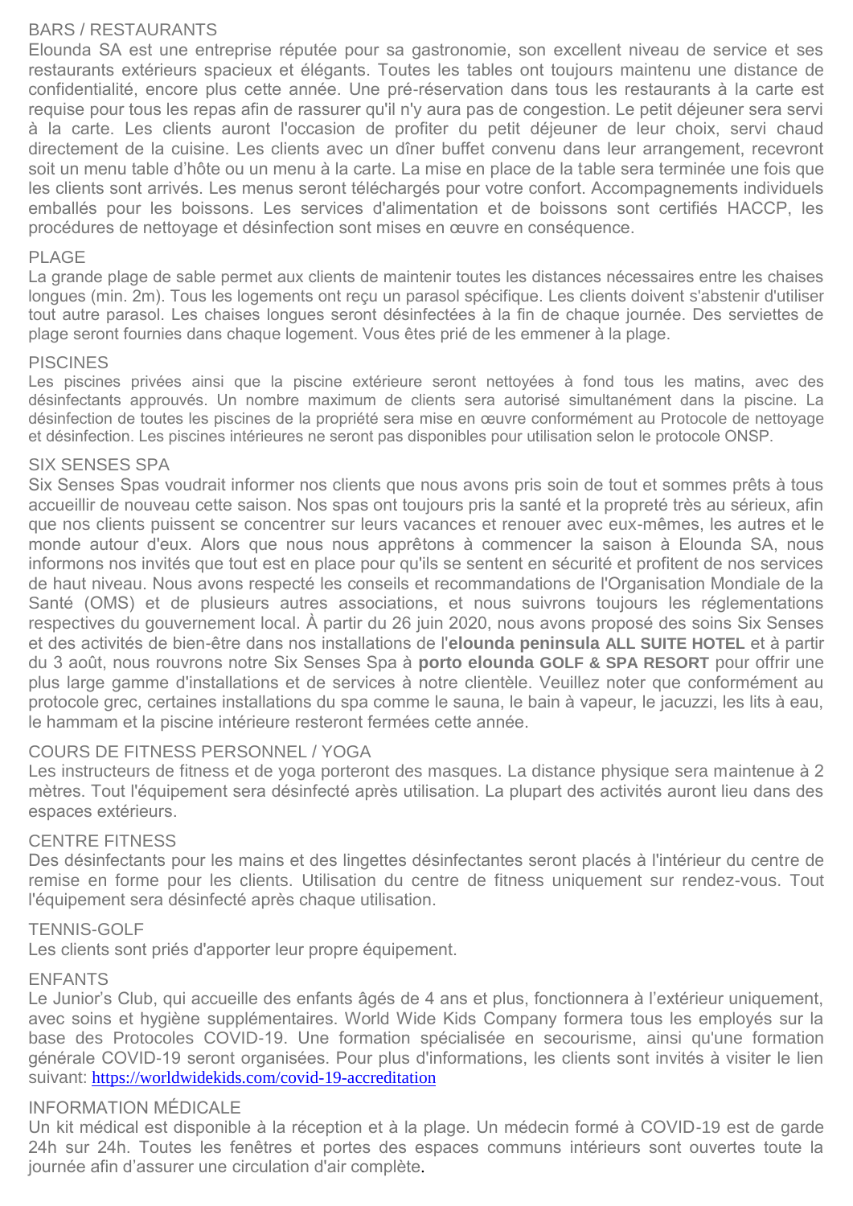## BARS / RESTAURANTS

Elounda SA est une entreprise réputée pour sa gastronomie, son excellent niveau de service et ses restaurants extérieurs spacieux et élégants. Toutes les tables ont toujours maintenu une distance de confidentialité, encore plus cette année. Une pré-réservation dans tous les restaurants à la carte est requise pour tous les repas afin de rassurer qu'il n'y aura pas de congestion. Le petit déjeuner sera servi à la carte. Les clients auront l'occasion de profiter du petit déjeuner de leur choix, servi chaud directement de la cuisine. Les clients avec un dîner buffet convenu dans leur arrangement, recevront soit un menu table d'hôte ou un menu à la carte. La mise en place de la table sera terminée une fois que les clients sont arrivés. Les menus seront téléchargés pour votre confort. Accompagnements individuels emballés pour les boissons. Les services d'alimentation et de boissons sont certifiés HACCP, les procédures de nettoyage et désinfection sont mises en œuvre en conséquence.

## PLAGE

La grande plage de sable permet aux clients de maintenir toutes les distances nécessaires entre les chaises longues (min. 2m). Tous les logements ont reçu un parasol spécifique. Les clients doivent s'abstenir d'utiliser tout autre parasol. Les chaises longues seront désinfectées à la fin de chaque journée. Des serviettes de plage seront fournies dans chaque logement. Vous êtes prié de les emmener à la plage.

## PISCINES

Les piscines privées ainsi que la piscine extérieure seront nettoyées à fond tous les matins, avec des désinfectants approuvés. Un nombre maximum de clients sera autorisé simultanément dans la piscine. La désinfection de toutes les piscines de la propriété sera mise en œuvre conformément au Protocole de nettoyage et désinfection. Les piscines intérieures ne seront pas disponibles pour utilisation selon le protocole ONSP.

## SIX SENSES SPA

Six Senses Spas voudrait informer nos clients que nous avons pris soin de tout et sommes prêts à tous accueillir de nouveau cette saison. Nos spas ont toujours pris la santé et la propreté très au sérieux, afin que nos clients puissent se concentrer sur leurs vacances et renouer avec eux-mêmes, les autres et le monde autour d'eux. Alors que nous nous apprêtons à commencer la saison à Elounda SA, nous informons nos invités que tout est en place pour qu'ils se sentent en sécurité et profitent de nos services de haut niveau. Nous avons respecté les conseils et recommandations de l'Organisation Mondiale de la Santé (OMS) et de plusieurs autres associations, et nous suivrons toujours les réglementations respectives du gouvernement local. À partir du 26 juin 2020, nous avons proposé des soins Six Senses et des activités de bien-être dans nos installations de l'**elounda peninsula ALL SUITE HOTEL** et à partir du 3 août, nous rouvrons notre Six Senses Spa à **porto elounda GOLF & SPA RESORT** pour offrir une plus large gamme d'installations et de services à notre clientèle. Veuillez noter que conformément au protocole grec, certaines installations du spa comme le sauna, le bain à vapeur, le jacuzzi, les lits à eau, le hammam et la piscine intérieure resteront fermées cette année.

## COURS DE FITNESS PERSONNEL / YOGA

Les instructeurs de fitness et de yoga porteront des masques. La distance physique sera maintenue à 2 mètres. Tout l'équipement sera désinfecté après utilisation. La plupart des activités auront lieu dans des espaces extérieurs.

## CENTRE FITNESS

Des désinfectants pour les mains et des lingettes désinfectantes seront placés à l'intérieur du centre de remise en forme pour les clients. Utilisation du centre de fitness uniquement sur rendez-vous. Tout l'équipement sera désinfecté après chaque utilisation.

## TENNIS-GOLF

Les clients sont priés d'apporter leur propre équipement.

## ENFANTS

Le Junior's Club, qui accueille des enfants âgés de 4 ans et plus, fonctionnera à l'extérieur uniquement, avec soins et hygiène supplémentaires. World Wide Kids Company formera tous les employés sur la base des Protocoles COVID-19. Une formation spécialisée en secourisme, ainsi qu'une formation générale COVID-19 seront organisées. Pour plus d'informations, les clients sont invités à visiter le lien suivant: https://worldwidekids.com/covid-19-accreditation

## INFORMATION MÉDICALE

Un kit médical est disponible à la réception et à la plage. Un médecin formé à COVID-19 est de garde 24h sur 24h. Toutes les fenêtres et portes des espaces communs intérieurs sont ouvertes toute la journée afin d'assurer une circulation d'air complète.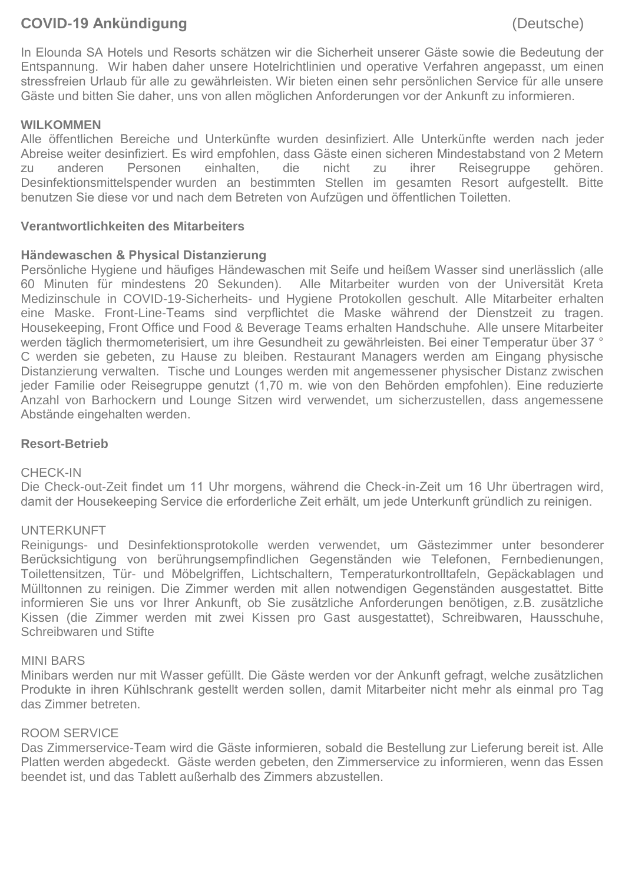## COVID-19 Ankündigung (Deutsche)

In Elounda SA Hotels und Resorts schätzen wir die Sicherheit unserer Gäste sowie die Bedeutung der Entspannung. Wir haben daher unsere Hotelrichtlinien und operative Verfahren angepasst, um einen stressfreien Urlaub für alle zu gewährleisten. Wir bieten einen sehr persönlichen Service für alle unsere Gäste und bitten Sie daher, uns von allen möglichen Anforderungen vor der Ankunft zu informieren.

**WILKOMMEN**

Alle öffentlichen Bereiche und Unterkünfte wurden desinfiziert. Alle Unterkünfte werden nach jeder Abreise weiter desinfiziert. Es wird empfohlen, dass Gäste einen sicheren Mindestabstand von 2 Metern zu anderen Personen einhalten, die nicht zu ihrer Reisegruppe gehören. Desinfektionsmittelspender wurden an bestimmten Stellen im gesamten Resort aufgestellt. Bitte benutzen Sie diese vor und nach dem Betreten von Aufzügen und öffentlichen Toiletten.

**Verantwortlichkeiten des Mitarbeiters**

**Händewaschen & Physical Distanzierung**

Persönliche Hygiene und häufiges Händewaschen mit Seife und heißem Wasser sind unerlässlich (alle 60 Minuten für mindestens 20 Sekunden). Alle Mitarbeiter wurden von der Universität Kreta Medizinschule in COVID-19-Sicherheits- und Hygiene Protokollen geschult. Alle Mitarbeiter erhalten eine Maske. Front-Line-Teams sind verpflichtet die Maske während der Dienstzeit zu tragen. Housekeeping, Front Office und Food & Beverage Teams erhalten Handschuhe. Alle unsere Mitarbeiter werden täglich thermometerisiert, um ihre Gesundheit zu gewährleisten. Bei einer Temperatur über 37 ° C werden sie gebeten, zu Hause zu bleiben. Restaurant Managers werden am Eingang physische Distanzierung verwalten. Tische und Lounges werden mit angemessener physischer Distanz zwischen jeder Familie oder Reisegruppe genutzt (1,70 m. wie von den Behörden empfohlen). Eine reduzierte Anzahl von Barhockern und Lounge Sitzen wird verwendet, um sicherzustellen, dass angemessene Abstände eingehalten werden.

**Resort-Betrieb**

CHECK-IN

Die Check-out-Zeit findet um 11 Uhr morgens, während die Check-in-Zeit um 16 Uhr übertragen wird, damit der Housekeeping Service die erforderliche Zeit erhält, um jede Unterkunft gründlich zu reinigen.

UNTERKUNFT

Reinigungs- und Desinfektionsprotokolle werden verwendet, um Gästezimmer unter besonderer Berücksichtigung von berührungsempfindlichen Gegenständen wie Telefonen, Fernbedienungen, Toilettensitzen, Tür- und Möbelgriffen, Lichtschaltern, Temperaturkontrolltafeln, Gepäckablagen und Mülltonnen zu reinigen. Die Zimmer werden mit allen notwendigen Gegenständen ausgestattet. Bitte informieren Sie uns vor Ihrer Ankunft, ob Sie zusätzliche Anforderungen benötigen, z.B. zusätzliche Kissen (die Zimmer werden mit zwei Kissen pro Gast ausgestattet), Schreibwaren, Hausschuhe, Schreibwaren und Stifte

MINI BARS

Minibars werden nur mit Wasser gefüllt. Die Gäste werden vor der Ankunft gefragt, welche zusätzlichen Produkte in ihren Kühlschrank gestellt werden sollen, damit Mitarbeiter nicht mehr als einmal pro Tag das Zimmer betreten.

ROOM SERVICE

Das Zimmerservice-Team wird die Gäste informieren, sobald die Bestellung zur Lieferung bereit ist. Alle Platten werden abgedeckt. Gäste werden gebeten, den Zimmerservice zu informieren, wenn das Essen beendet ist, und das Tablett außerhalb des Zimmers abzustellen.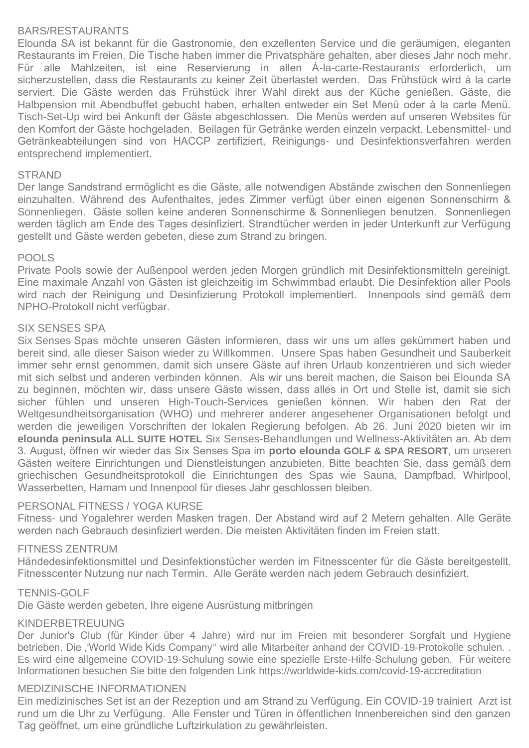## BARS/RESTAURANTS

Elounda SA ist bekannt für die Gastronomie, den exzellenten Service und die geräumigen, eleganten Restaurants im Freien. Die Tische haben immer die Privatsphäre gehalten, aber dieses Jahr noch mehr. Für alle Mahlzeiten, ist eine Reservierung in allen À-la-carte-Restaurants erforderlich, um sicherzustellen, dass die Restaurants zu keiner Zeit überlastet werden. Das Frühstück wird à la carte serviert. Die Gäste werden das Frühstück ihrer Wahl direkt aus der Küche genießen. Gäste, die Halbpension mit Abendbuffet gebucht haben, erhalten entweder ein Set Menü oder à la carte Menü. Tisch-Set-Up wird bei Ankunft der Gäste abgeschlossen. Die Menüs werden auf unseren Websites für den Komfort der Gäste hochgeladen. Beilagen für Getränke werden einzeln verpackt. Lebensmittel- und Getränkeabteilungen sind von HACCP zertifiziert, Reinigungs- und Desinfektionsverfahren werden entsprechend implementiert.

## STRAND

Der lange Sandstrand ermöglicht es die Gäste, alle notwendigen Abstände zwischen den Sonnenliegen einzuhalten. Während des Aufenthaltes, jedes Zimmer verfügt über einen eigenen Sonnenschirm & Sonnenliegen. Gäste sollen keine anderen Sonnenschirme & Sonnenliegen benutzen. Sonnenliegen werden täglich am Ende des Tages desinfiziert. Strandtücher werden in jeder Unterkunft zur Verfügung gestellt und Gäste werden gebeten, diese zum Strand zu bringen.

## POOLS

Private Pools sowie der Außenpool werden jeden Morgen gründlich mit Desinfektionsmitteln gereinigt. Eine maximale Anzahl von Gästen ist gleichzeitig im Schwimmbad erlaubt. Die Desinfektion aller Pools wird nach der Reinigung und Desinfizierung Protokoll implementiert. Innenpools sind gemäß dem NPHO-Protokoll nicht verfügbar.

## SIX SENSES SPA

Six Senses Spas möchte unseren Gästen informieren, dass wir uns um alles gekümmert haben und bereit sind, alle dieser Saison wieder zu Willkommen. Unsere Spas haben Gesundheit und Sauberkeit immer sehr ernst genommen, damit sich unsere Gäste auf ihren Urlaub konzentrieren und sich wieder mit sich selbst und anderen verbinden können. Als wir uns bereit machen, die Saison bei Elounda SA zu beginnen, möchten wir, dass unsere Gäste wissen, dass alles in Ort und Stelle ist, damit sie sich sicher fühlen und unseren High-Touch-Services genießen können. Wir haben den Rat der Weltgesundheitsorganisation (WHO) und mehrerer anderer angesehener Organisationen befolgt und werden die jeweiligen Vorschriften der lokalen Regierung befolgen. Ab 26. Juni 2020 bieten wir im **elounda peninsula ALL SUITE HOTEL** Six Senses-Behandlungen und Wellness-Aktivitäten an. Ab dem 3. August, öffnen wir wieder das Six Senses Spa im **porto elounda GOLF & SPA RESORT**, um unseren Gästen weitere Einrichtungen und Dienstleistungen anzubieten. Bitte beachten Sie, dass gemäß dem griechischen Gesundheitsprotokoll die Einrichtungen des Spas wie Sauna, Dampfbad, Whirlpool, Wasserbetten, Hamam und Innenpool für dieses Jahr geschlossen bleiben.

## PERSONAL FITNESS / YOGA KURSE

Fitness- und Yogalehrer werden Masken tragen. Der Abstand wird auf 2 Metern gehalten. Alle Geräte werden nach Gebrauch desinfiziert werden. Die meisten Aktivitäten finden im Freien statt.

## FITNESS ZENTRUM

Händedesinfektionsmittel und Desinfektionstücher werden im Fitnesscenter für die Gäste bereitgestellt. Fitnesscenter Nutzung nur nach Termin. Alle Geräte werden nach jedem Gebrauch desinfiziert.

## TENNIS-GOLF

Die Gäste werden gebeten, Ihre eigene Ausrüstung mitbringen

## KINDERBETREUUNG

Der Junior's Club (für Kinder über 4 Jahre) wird nur im Freien mit besonderer Sorgfalt und Hygiene betrieben. Die ‚'World Wide Kids Company'' wird alle Mitarbeiter anhand der COVID-19-Protokolle schulen. . Es wird eine allgemeine COVID-19-Schulung sowie eine spezielle Erste-Hilfe-Schulung geben. Für weitere Informationen besuchen Sie bitte den folgenden Link https://worldwide-kids.com/covid-19-accreditation

## MEDIZINISCHE INFORMATIONEN

Ein medizinisches Set ist an der Rezeption und am Strand zu Verfügung. Ein COVID-19 trainiert Arzt ist rund um die Uhr zu Verfügung. Alle Fenster und Türen in öffentlichen Innenbereichen sind den ganzen Tag geöffnet, um eine gründliche Luftzirkulation zu gewährleisten.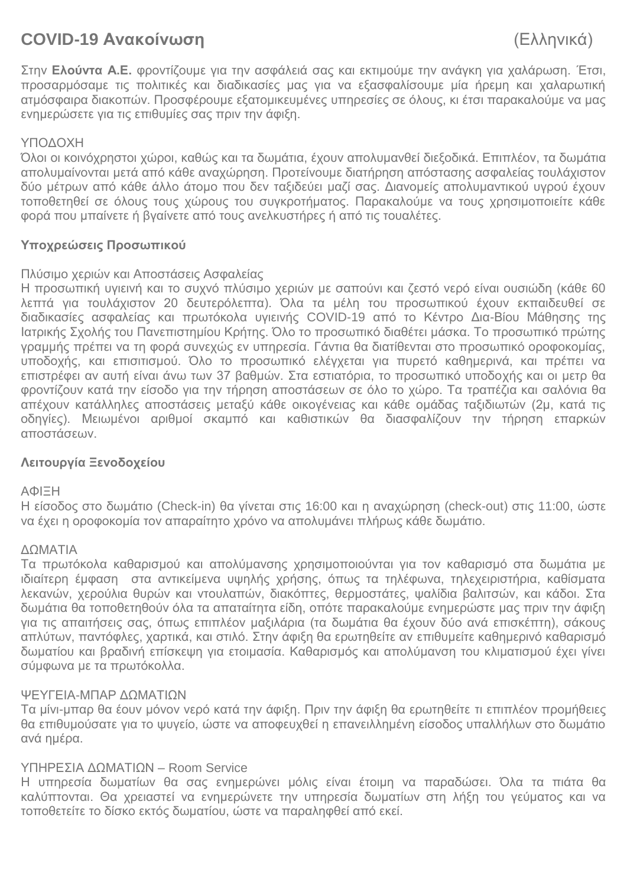# COVID-19 Ανακοίνωση (Ελληνικά)

Στην **Ελούντα Α.Ε.** φροντίζουμε για την ασφάλειά σας και εκτιμούμε την ανάγκη για χαλάρωση. Έτσι, προσαρμόσαμε τις πολιτικές και διαδικασίες μας για να εξασφαλίσουμε μία ήρεμη και χαλαρωτική ατμόσφαιρα διακοπών. Προσφέρουμε εξατομικευμένες υπηρεσίες σε όλους, κι έτσι παρακαλούμε να μας ενημερώσετε για τις επιθυμίες σας πριν την άφιξη.

ΥΠΟΔΟΧΗ

Όλοι οι κοινόχρηστοι χώροι, καθώς και τα δωμάτια, έχουν απολυμανθεί διεξοδικά. Επιπλέον, τα δωμάτια απολυμαίνονται μετά από κάθε αναχώρηση. Προτείνουμε διατήρηση απόστασης ασφαλείας τουλάχιστον δύο μέτρων από κάθε άλλο άτομο που δεν ταξιδεύει μαζί σας. Διανομείς απολυμαντικού υγρού έχουν τοποθετηθεί σε όλους τους χώρους του συγκροτήματος. Παρακαλούμε να τους χρησιμοποιείτε κάθε φορά που μπαίνετε ή βγαίνετε από τους ανελκυστήρες ή από τις τουαλέτες.

## Υποχρεώσεις Προσωπικού

Πλύσιμο χεριών και Αποστάσεις Ασφαλείας

Η προσωπική υγιεινή και το συχνό πλύσιμο χεριών με σαπούνι και ζεστό νερό είναι ουσιώδη (κάθε 60 λεπτά για τουλάχιστον 20 δευτερόλεπτα). Όλα τα μέλη του προσωπικού έχουν εκπαιδευθεί σε διαδικασίες ασφαλείας και πρωτόκολα υγιεινής COVID-19 από το Κέντρο Δια-Βίου Μάθησης της Ιατρικής Σχολής του Πανεπιστημίου Κρήτης. Όλο το προσωπικό διαθέτει μάσκα. Το προσωπικό πρώτης γραμμής πρέπει να τη φορά συνεχώς εν υπηρεσία. Γάντια θα διατίθενται στο προσωπικό οροφοκομίας, υποδοχής, και επισιτισμού. Όλο το προσωπικό ελέγχεται για πυρετό καθημερινά, και πρέπει να επιστρέφει αν αυτή είναι άνω των 37 βαθμών. Στα εστιατόρια, το προσωπικό υποδοχής και οι μετρ θα φροντίζουν κατά την είσοδο για την τήρηση αποστάσεων σε όλο το χώρο. Τα τραπέζια και σαλόνια θα απέχουν κατάλληλες αποστάσεις μεταξύ κάθε οικογένειας και κάθε ομάδας ταξιδιωτών (2μ, κατά τις οδηγίες). Μειωμένοι αριθμοί σκαμπό και καθιστικών θα διασφαλίζουν την τήρηση επαρκών αποστάσεων.

## Λειτουργία Ξενοδοχείου

ΑΦΙΞΗ

Η είσοδος στο δωμάτιο (Check-in) θα γίνεται στις 16:00 και η αναχώρηση (check-out) στις 11:00, ώστε να έχει η οροφοκομία τον απαραίτητο χρόνο να απολυμάνει πλήρως κάθε δωμάτιο.

ΔΩΜΑΤΙΑ

Τα πρωτόκολα καθαρισμού και απολύμανσης χρησιμοποιούνται για τον καθαρισμό στα δωμάτια με ιδιαίτερη έμφαση στα αντικείμενα υψηλής χρήσης, όπως τα τηλέφωνα, τηλεχειριστήρια, καθίσματα λεκανών, χερούλια θυρών και ντουλαπών, διακόπτες, θερμοστάτες, ψαλίδια βαλιτσών, και κάδοι. Στα δωμάτια θα τοποθετηθούν όλα τα απαταίτητα είδη, οπότε παρακαλούμε ενημερώστε μας πριν την άφιξη για τις απαιτήσεις σας, όπως επιπλέον μαξιλάρια (τα δωμάτια θα έχουν δύο ανά επισκέπτη), σάκους απλύτων, παντόφλες, χαρτικά, και στιλό. Στην άφιξη θα ερωτηθείτε αν επιθυμείτε καθημερινό καθαρισμό δωματίου και βραδινή επίσκεψη για ετοιμασία. Καθαρισμός και απολύμανση του κλιματισμού έχει γίνει σύμφωνα με τα πρωτόκολλα.

ΨΕΥΓΕΙΑ-ΜΠΑΡ ΔΩΜΑΤΙΩΝ

Τα μίνι-μπαρ θα έουν μόνον νερό κατά την άφιξη. Πριν την άφιξη θα ερωτηθείτε τι επιπλέον προμήθειες θα επιθυμούσατε για το ψυγείο, ώστε να αποφευχθεί η επανειλλημένη είσοδος υπαλλήλων στο δωμάτιο ανά ημέρα.

ΥΠΗΡΕΣΙΑ ΔΩΜΑΤΙΩΝ – Room Service

Η υπηρεσία δωματίων θα σας ενημερώνει μόλις είναι έτοιμη να παραδώσει. Όλα τα πιάτα θα καλύπτονται. Θα χρειαστεί να ενημερώνετε την υπηρεσία δωματίων στη λήξη του γεύματος και να τοποθετείτε το δίσκο εκτός δωματίου, ώστε να παραληφθεί από εκεί.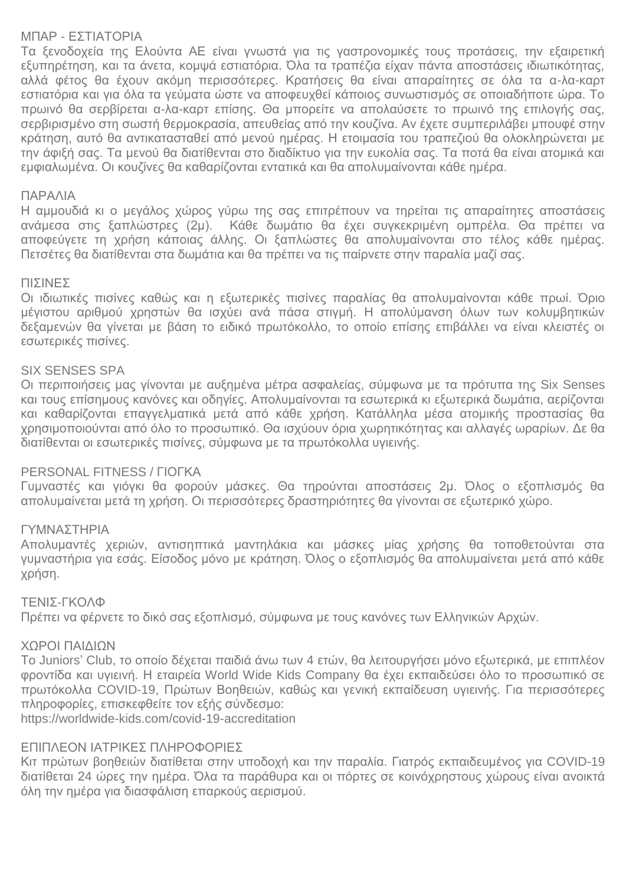## ΜΠΑΡ - ΕΣΤΙΑΤΟΡΙΑ

Τα ξενοδοχεία της Ελούντα ΑΕ είναι γνωστά για τις γαστρονομικές τους προτάσεις, την εξαιρετική εξυπηρέτηση, και τα άνετα, κομψά εστιατόρια. Όλα τα τραπέζια είχαν πάντα αποστάσεις ιδιωτικότητας, αλλά φέτος θα έχουν ακόμη περισσότερες. Κρατήσεις θα είναι απαραίτητες σε όλα τα α-λα-καρτ εστιατόρια και για όλα τα γεύματα ώστε να αποφευχθεί κάποιος συνωστισμός σε οποιαδήποτε ώρα. Το πρωινό θα σερβίρεται α-λα-καρτ επίσης. Θα μπορείτε να απολαύσετε το πρωινό της επιλογής σας, σερβιρισμένο στη σωστή θερμοκρασία, απευθείας από την κουζίνα. Αν έχετε συμπεριλάβει μπουφέ στην κράτηση, αυτό θα αντικατασταθεί από μενού ημέρας. Η ετοιμασία του τραπεζιού θα ολοκληρώνεται με την άφιξή σας. Τα μενού θα διατίθενται στο διαδίκτυο για την ευκολία σας. Τα ποτά θα είναι ατομικά και εμφιαλωμένα. Οι κουζίνες θα καθαρίζονται εντατικά και θα απολυμαίνονται κάθε ημέρα.

## ΠΑΡΑΛΙΑ

Η αμμουδιά κι ο μεγάλος χώρος γύρω της σας επιτρέπουν να τηρείται τις απαραίτητες αποστάσεις ανάμεσα στις ξαπλώστρες (2μ). Κάθε δωμάτιο θα έχει συγκεκριμένη ομπρέλα. Θα πρέπει να αποφεύγετε τη χρήση κάποιας άλλης. Οι ξαπλώστες θα απολυμαίνονται στο τέλος κάθε ημέρας. Πετσέτες θα διατίθενται στα δωμάτια και θα πρέπει να τις παίρνετε στην παραλία μαζί σας.

## ΠΙΣΙΝΕΣ

Οι ιδιωτικές πισίνες καθώς και η εξωτερικές πισίνες παραλίας θα απολυμαίνονται κάθε πρωί. Όριο μέγιστου αριθμού χρηστών θα ισχύει ανά πάσα στιγμή. Η απολύμανση όλων των κολυμβητικών δεξαμενών θα γίνεται με βάση το ειδικό πρωτόκολλο, το οποίο επίσης επιβάλλει να είναι κλειστές οι εσωτερικές πισίνες.

## SIX SENSES SPA

Οι περιποιήσεις μας γίνονται με αυξημένα μέτρα ασφαλείας, σύμφωνα με τα πρότυπα της Six Senses και τους επίσημους κανόνες και οδηγίες. Απολυμαίνονται τα εσωτερικά κι εξωτερικά δωμάτια, αερίζονται και καθαρίζονται επαγγελματικά μετά από κάθε χρήση. Κατάλληλα μέσα ατομικής προστασίας θα χρησιμοποιούνται από όλο το προσωπικό. Θα ισχύουν όρια χωρητικότητας και αλλαγές ωραρίων. Δε θα διατίθενται οι εσωτερικές πισίνες, σύμφωνα με τα πρωτόκολλα υγιεινής.

## PERSONAL FITNESS / ΓΙΟΓΚΑ

Γυμναστές και γιόγκι θα φορούν μάσκες. Θα τηρούνται αποστάσεις 2μ. Όλος ο εξοπλισμός θα απολυμαίνεται μετά τη χρήση. Οι περισσότερες δραστηριότητες θα γίνονται σε εξωτερικό χώρο.

## ΓΥΜΝΑΣΤΗΡΙΑ

Απολυμαντές χεριών, αντισηπτικά μαντηλάκια και μάσκες μίας χρήσης θα τοποθετούνται στα γυμναστήρια για εσάς. Είσοδος μόνο με κράτηση. Όλος ο εξοπλισμός θα απολυμαίνεται μετά από κάθε χρήση.

## ΤΕΝΙΣ-ΓΚΟΛΦ

Πρέπει να φέρνετε το δικό σας εξοπλισμό, σύμφωνα με τους κανόνες των Ελληνικών Αρχών.

## ΧΩΡΟΙ ΠΑΙΔΙΩΝ

Το Juniors' Club, το οποίο δέχεται παιδιά άνω των 4 ετών, θα λειτουργήσει μόνο εξωτερικά, με επιπλέον φροντίδα και υγιεινή. Η εταιρεία World Wide Kids Company θα έχει εκπαιδεύσει όλο το προσωπικό σε πρωτόκολλα COVID-19, Πρώτων Βοηθειών, καθώς και γενική εκπαίδευση υγιεινής. Για περισσότερες πληροφορίες, επισκεφθείτε τον εξής σύνδεσμο:
https://worldwide-kids.com/covid-19-accreditation

## ΕΠΙΠΛΕΟΝ ΙΑΤΡΙΚΕΣ ΠΛΗΡΟΦΟΡΙΕΣ

Κιτ πρώτων βοηθειών διατίθεται στην υποδοχή και την παραλία. Γιατρός εκπαιδευμένος για COVID-19 διατίθεται 24 ώρες την ημέρα. Όλα τα παράθυρα και οι πόρτες σε κοινόχρηστους χώρους είναι ανοικτά όλη την ημέρα για διασφάλιση επαρκούς αερισμού.